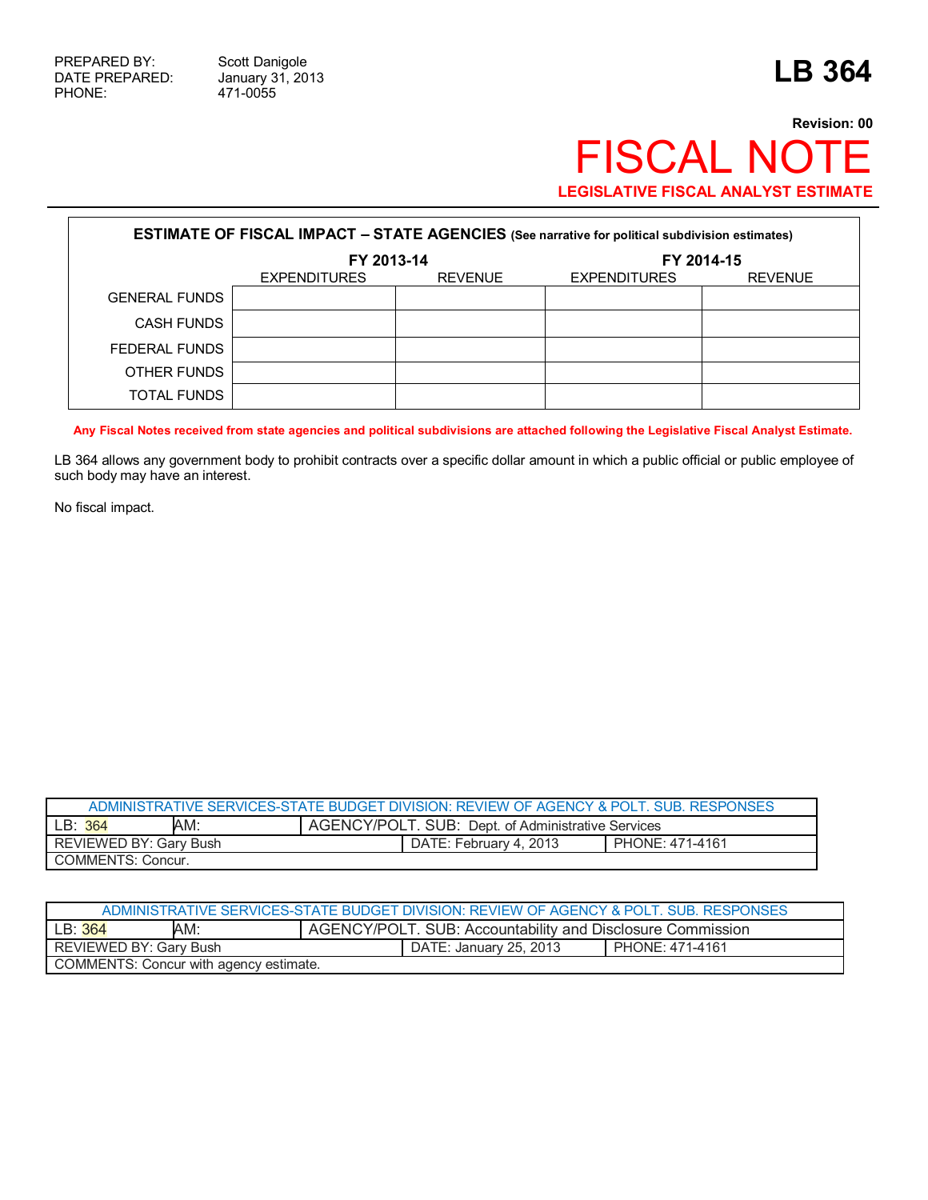PREPARED BY: Scott Danigole
DATE PREPARED: January 31, 2013
PHONE: 471-0055

# LB 364

**Revision: 00**

# FISCAL NOTE

**LEGISLATIVE FISCAL ANALYST ESTIMATE**

| **ESTIMATE OF FISCAL IMPACT – STATE AGENCIES** (See narrative for political subdivision estimates) | | | | |
|---|---|---|---|---|
| | **FY 2013-14** | | **FY 2014-15** | |
| | EXPENDITURES | REVENUE | EXPENDITURES | REVENUE |
| GENERAL FUNDS | | | | |
| CASH FUNDS | | | | |
| FEDERAL FUNDS | | | | |
| OTHER FUNDS | | | | |
| TOTAL FUNDS | | | | |

**Any Fiscal Notes received from state agencies and political subdivisions are attached following the Legislative Fiscal Analyst Estimate.**

LB 364 allows any government body to prohibit contracts over a specific dollar amount in which a public official or public employee of such body may have an interest.

No fiscal impact.

| ADMINISTRATIVE SERVICES-STATE BUDGET DIVISION: REVIEW OF AGENCY & POLT. SUB. RESPONSES | | | |
|---|---|---|---|
| LB: 364 | AM: | AGENCY/POLT. SUB: Dept. of Administrative Services | |
| REVIEWED BY: Gary Bush | | DATE: February 4, 2013 | PHONE: 471-4161 |
| COMMENTS: Concur. | | | |

| ADMINISTRATIVE SERVICES-STATE BUDGET DIVISION: REVIEW OF AGENCY & POLT. SUB. RESPONSES | | | |
|---|---|---|---|
| LB: 364 | AM: | AGENCY/POLT. SUB: Accountability and Disclosure Commission | |
| REVIEWED BY: Gary Bush | | DATE: January 25, 2013 | PHONE: 471-4161 |
| COMMENTS: Concur with agency estimate. | | | |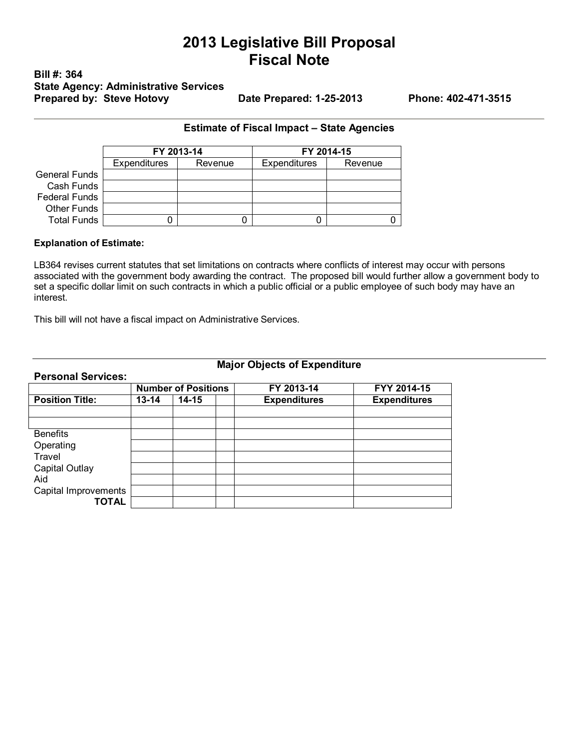# 2013 Legislative Bill Proposal
# Fiscal Note

**Bill #: 364**
**State Agency: Administrative Services**
**Prepared by: Steve Hotovy** **Date Prepared: 1-25-2013** **Phone: 402-471-3515**

### Estimate of Fiscal Impact – State Agencies

| | FY 2013-14 | | FY 2014-15 | |
|---|---|---|---|---|
| | Expenditures | Revenue | Expenditures | Revenue |
| General Funds | | | | |
| Cash Funds | | | | |
| Federal Funds | | | | |
| Other Funds | | | | |
| Total Funds | 0 | 0 | 0 | 0 |

**Explanation of Estimate:**

LB364 revises current statutes that set limitations on contracts where conflicts of interest may occur with persons associated with the government body awarding the contract. The proposed bill would further allow a government body to set a specific dollar limit on such contracts in which a public official or a public employee of such body may have an interest.

This bill will not have a fiscal impact on Administrative Services.

### Major Objects of Expenditure

**Personal Services:**

| | Number of Positions | | | FY 2013-14 | FYY 2014-15 |
|---|---|---|---|---|---|
| **Position Title:** | **13-14** | **14-15** | | **Expenditures** | **Expenditures** |
| | | | | | |
| | | | | | |
| Benefits | | | | | |
| Operating | | | | | |
| Travel | | | | | |
| Capital Outlay | | | | | |
| Aid | | | | | |
| Capital Improvements | | | | | |
| **TOTAL** | | | | | |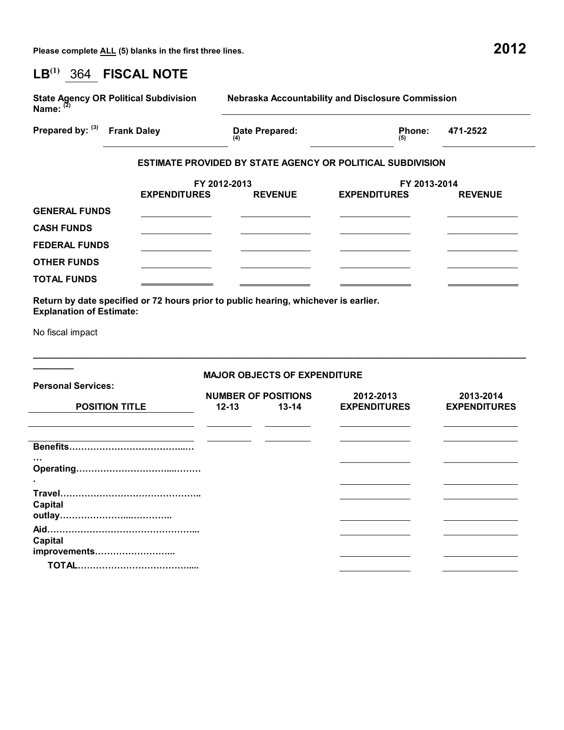Please complete ALL (5) blanks in the first three lines. **2012**

# LB[(1)] 364 FISCAL NOTE

**State Agency OR Political Subdivision Name:** [(2)] **Nebraska Accountability and Disclosure Commission**

**Prepared by:** [(3)] **Frank Daley** **Date Prepared:** [(4)] **Phone:** [(5)] **471-2522**

### ESTIMATE PROVIDED BY STATE AGENCY OR POLITICAL SUBDIVISION

| | FY 2012-2013 | | FY 2013-2014 | |
|---|---|---|---|---|
| | **EXPENDITURES** | **REVENUE** | **EXPENDITURES** | **REVENUE** |
| **GENERAL FUNDS** | | | | |
| **CASH FUNDS** | | | | |
| **FEDERAL FUNDS** | | | | |
| **OTHER FUNDS** | | | | |
| **TOTAL FUNDS** | | | | |

**Return by date specified or 72 hours prior to public hearing, whichever is earlier.**
**Explanation of Estimate:**

No fiscal impact

### MAJOR OBJECTS OF EXPENDITURE

**Personal Services:**

| POSITION TITLE | NUMBER OF POSITIONS 12-13 | 13-14 | 2012-2013 EXPENDITURES | 2013-2014 EXPENDITURES |
|---|---|---|---|---|
| | | | | |
| | | | | |
| **Benefits…** | | | | |
| **Operating…** | | | | |
| **Travel…** | | | | |
| **Capital outlay…** | | | | |
| **Aid…** | | | | |
| **Capital improvements…** | | | | |
| **TOTAL…** | | | | |